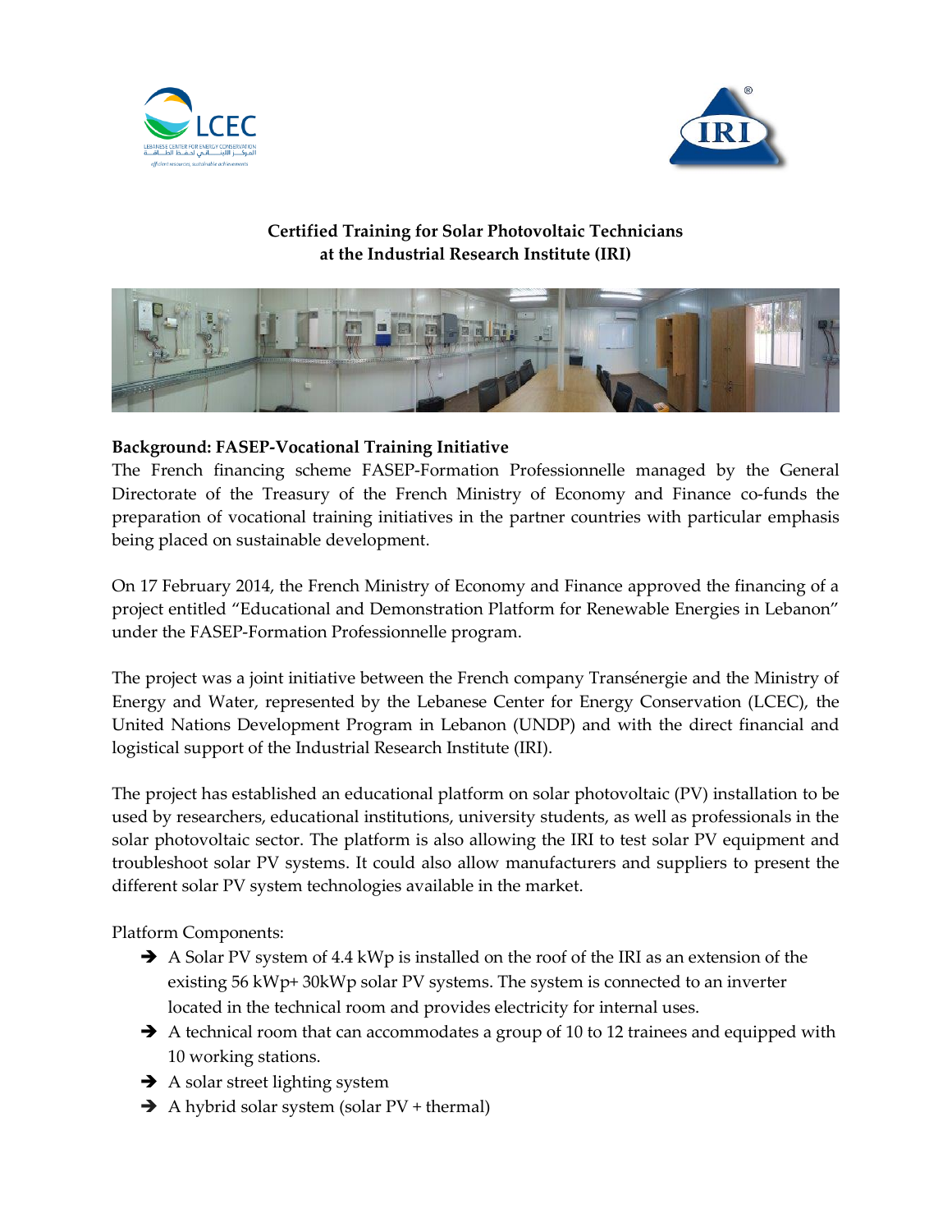# Certified Training for Solar Photovoltaic Technicians at the Industrial Research Institute (IRI)

## Background: FASEP-Vocational Training Initiative

The French financing scheme FASEP-Formation Professionnelle managed by the General Directorate of the Treasury of the French Ministry of Economy and Finance co-funds the preparation of vocational training initiatives in the partner countries with particular emphasis being placed on sustainable development.

On 17 February 2014, the French Ministry of Economy and Finance approved the financing of a project entitled "Educational and Demonstration Platform for Renewable Energies in Lebanon" under the FASEP-Formation Professionnelle program.

The project was a joint initiative between the French company Transénergie and the Ministry of Energy and Water, represented by the Lebanese Center for Energy Conservation (LCEC), the United Nations Development Program in Lebanon (UNDP) and with the direct financial and logistical support of the Industrial Research Institute (IRI).

The project has established an educational platform on solar photovoltaic (PV) installation to be used by researchers, educational institutions, university students, as well as professionals in the solar photovoltaic sector. The platform is also allowing the IRI to test solar PV equipment and troubleshoot solar PV systems. It could also allow manufacturers and suppliers to present the different solar PV system technologies available in the market.

Platform Components:

- ➔ A Solar PV system of 4.4 kWp is installed on the roof of the IRI as an extension of the existing 56 kWp+ 30kWp solar PV systems. The system is connected to an inverter located in the technical room and provides electricity for internal uses.
- ➔ A technical room that can accommodates a group of 10 to 12 trainees and equipped with 10 working stations.
- ➔ A solar street lighting system
- ➔ A hybrid solar system (solar PV + thermal)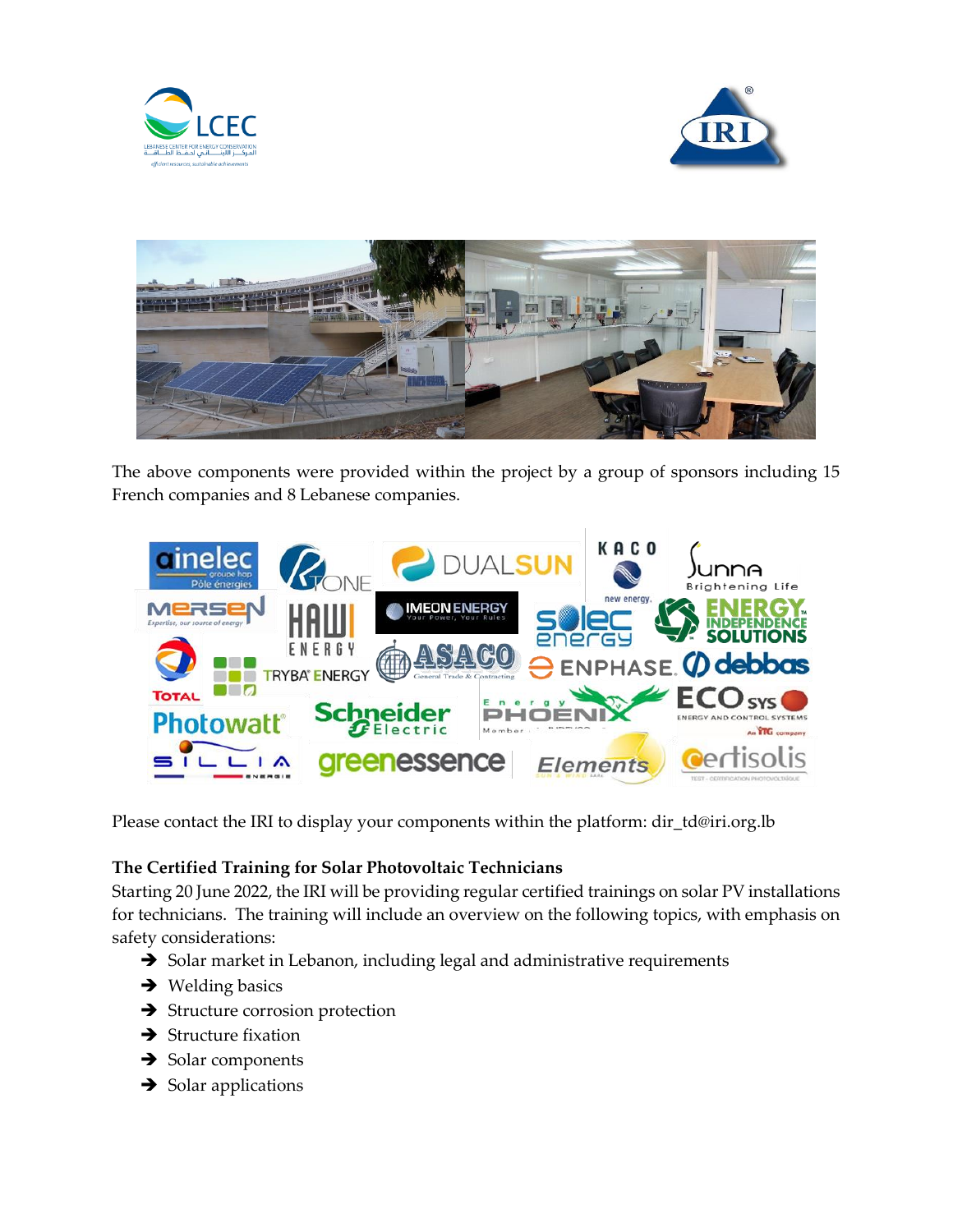The above components were provided within the project by a group of sponsors including 15 French companies and 8 Lebanese companies.

Please contact the IRI to display your components within the platform: dir_td@iri.org.lb

**The Certified Training for Solar Photovoltaic Technicians**

Starting 20 June 2022, the IRI will be providing regular certified trainings on solar PV installations for technicians. The training will include an overview on the following topics, with emphasis on safety considerations:

- ➔ Solar market in Lebanon, including legal and administrative requirements
- ➔ Welding basics
- ➔ Structure corrosion protection
- ➔ Structure fixation
- ➔ Solar components
- ➔ Solar applications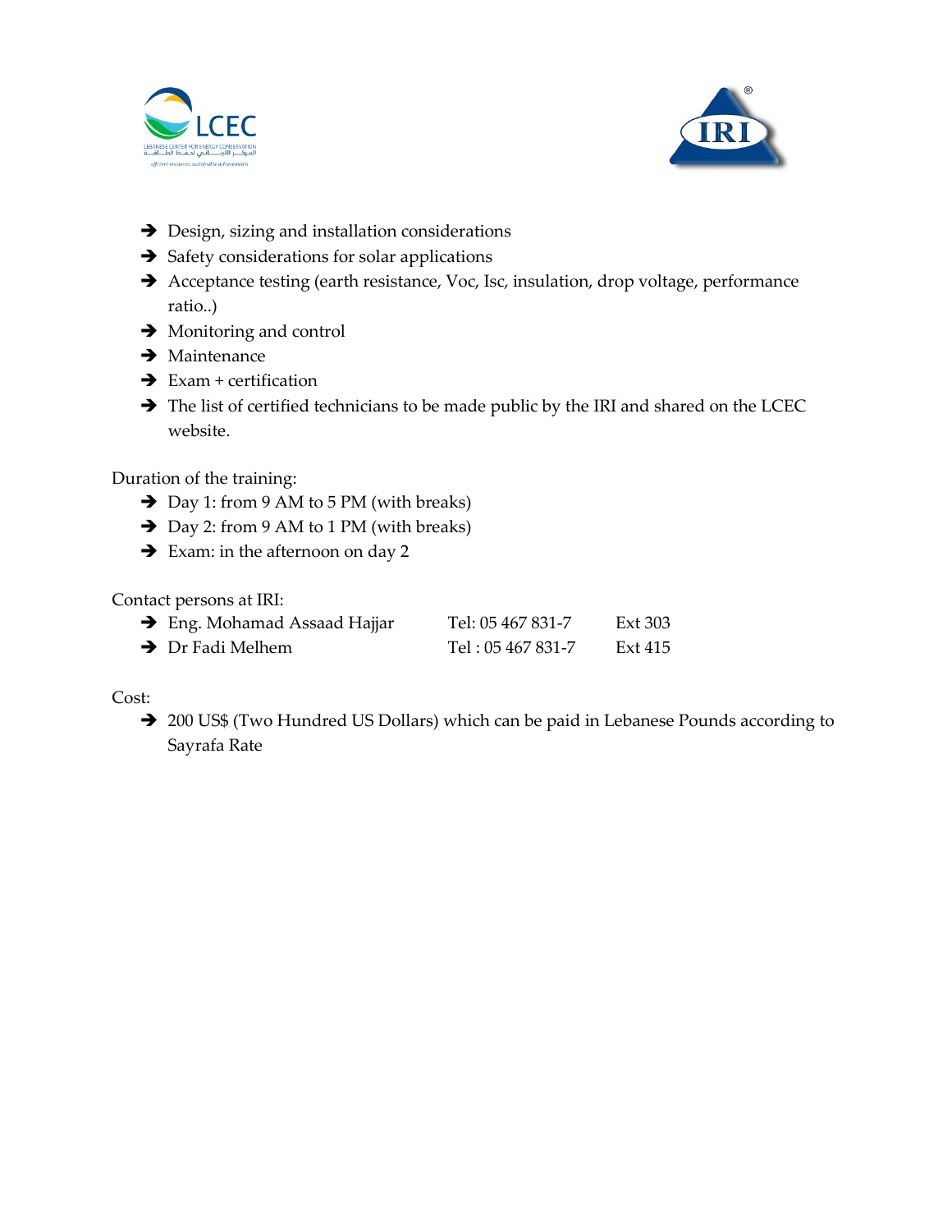- Design, sizing and installation considerations
- Safety considerations for solar applications
- Acceptance testing (earth resistance, Voc, Isc, insulation, drop voltage, performance ratio..)
- Monitoring and control
- Maintenance
- Exam + certification
- The list of certified technicians to be made public by the IRI and shared on the LCEC website.

Duration of the training:

- Day 1: from 9 AM to 5 PM (with breaks)
- Day 2: from 9 AM to 1 PM (with breaks)
- Exam: in the afternoon on day 2

Contact persons at IRI:

| | | |
|---|---|---|
| Eng. Mohamad Assaad Hajjar | Tel: 05 467 831-7 | Ext 303 |
| Dr Fadi Melhem | Tel : 05 467 831-7 | Ext 415 |

Cost:

- 200 US$ (Two Hundred US Dollars) which can be paid in Lebanese Pounds according to Sayrafa Rate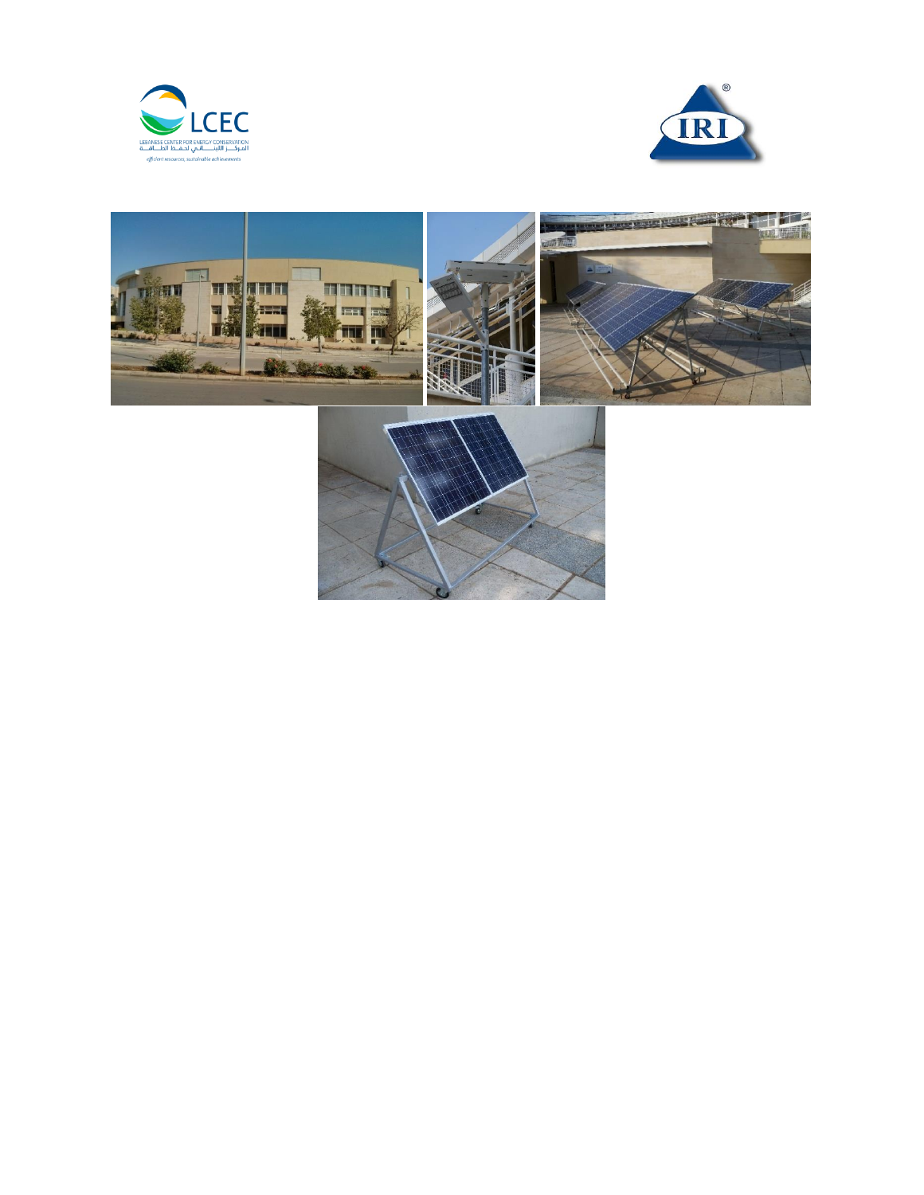LCEC

LEBANESE CENTER FOR ENERGY CONSERVATION

المركز اللبناني لحفظ الطاقة

efficient resources, sustainable achievements

IRI®